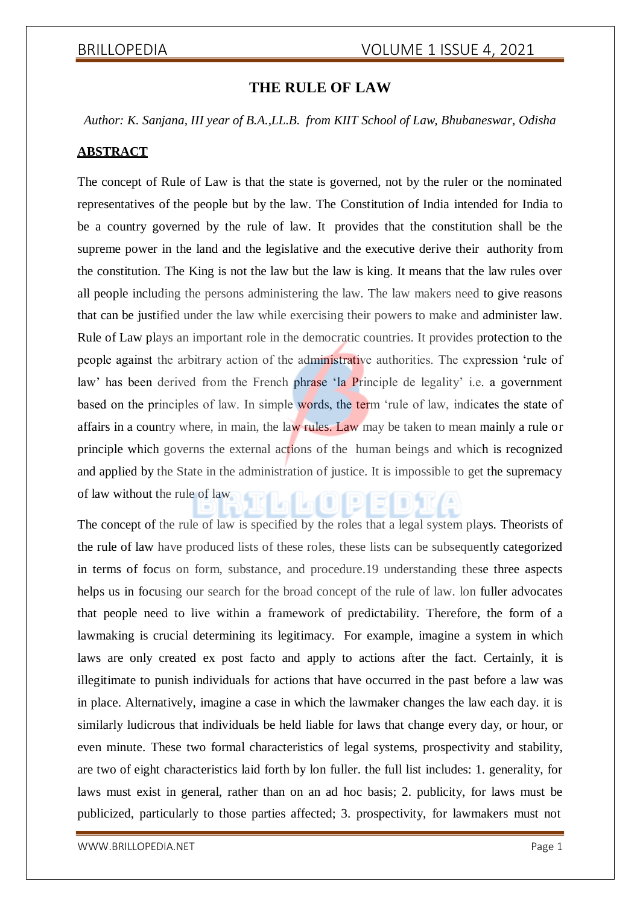# THE RULE OF LAW

*Author: K. Sanjana, III year of B.A.,LL.B. from KIIT School of Law, Bhubaneswar, Odisha*

## ABSTRACT

The concept of Rule of Law is that the state is governed, not by the ruler or the nominated representatives of the people but by the law. The Constitution of India intended for India to be a country governed by the rule of law. It provides that the constitution shall be the supreme power in the land and the legislative and the executive derive their authority from the constitution. The King is not the law but the law is king. It means that the law rules over all people including the persons administering the law. The law makers need to give reasons that can be justified under the law while exercising their powers to make and administer law. Rule of Law plays an important role in the democratic countries. It provides protection to the people against the arbitrary action of the administrative authorities. The expression 'rule of law' has been derived from the French phrase 'la Principle de legality' i.e. a government based on the principles of law. In simple words, the term 'rule of law, indicates the state of affairs in a country where, in main, the law rules. Law may be taken to mean mainly a rule or principle which governs the external actions of the human beings and which is recognized and applied by the State in the administration of justice. It is impossible to get the supremacy of law without the rule of law

The concept of the rule of law is specified by the roles that a legal system plays. Theorists of the rule of law have produced lists of these roles, these lists can be subsequently categorized in terms of focus on form, substance, and procedure.19 understanding these three aspects helps us in focusing our search for the broad concept of the rule of law. lon fuller advocates that people need to live within a framework of predictability. Therefore, the form of a lawmaking is crucial determining its legitimacy. For example, imagine a system in which laws are only created ex post facto and apply to actions after the fact. Certainly, it is illegitimate to punish individuals for actions that have occurred in the past before a law was in place. Alternatively, imagine a case in which the lawmaker changes the law each day. it is similarly ludicrous that individuals be held liable for laws that change every day, or hour, or even minute. These two formal characteristics of legal systems, prospectivity and stability, are two of eight characteristics laid forth by lon fuller. the full list includes: 1. generality, for laws must exist in general, rather than on an ad hoc basis; 2. publicity, for laws must be publicized, particularly to those parties affected; 3. prospectivity, for lawmakers must not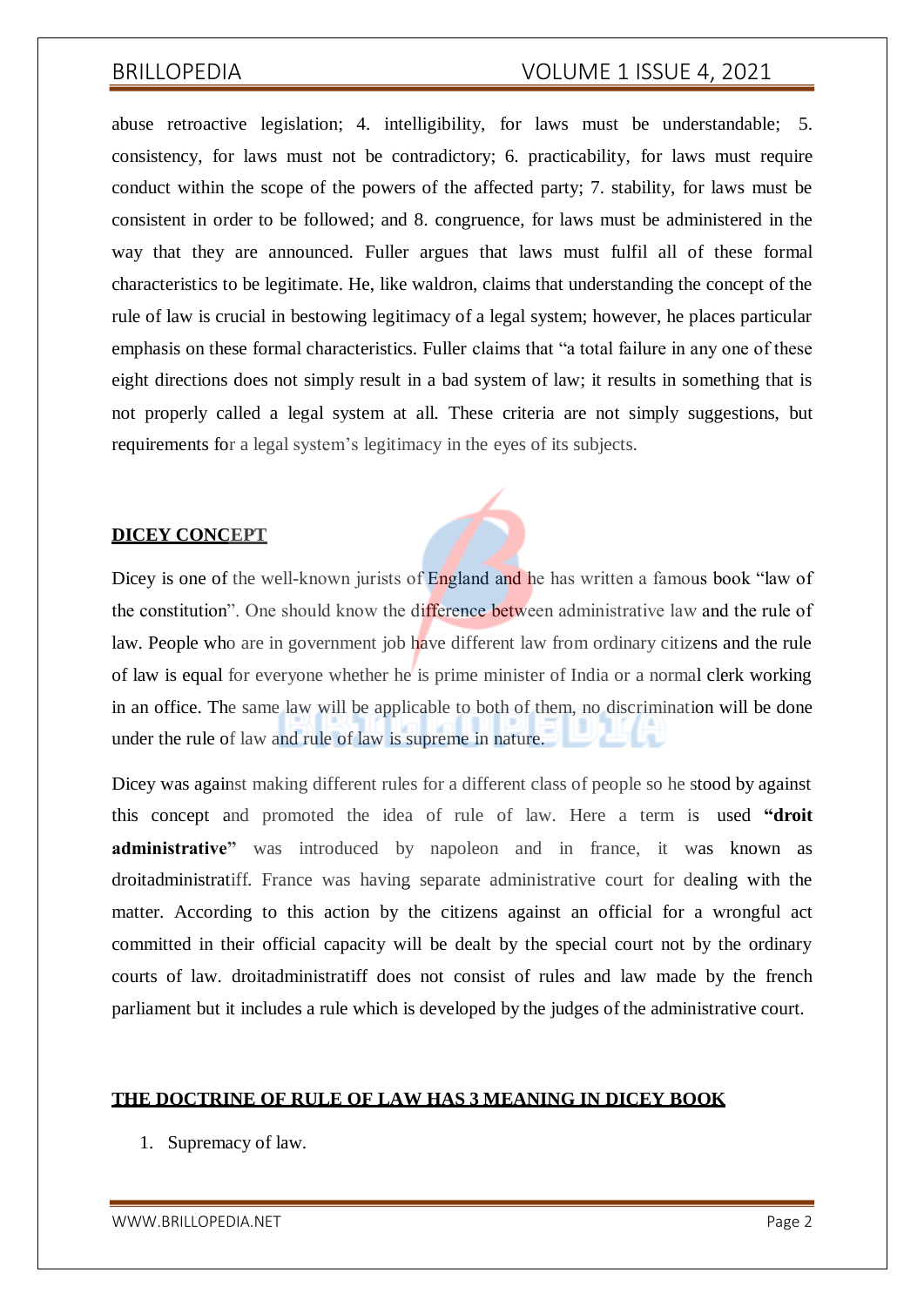abuse retroactive legislation; 4. intelligibility, for laws must be understandable; 5. consistency, for laws must not be contradictory; 6. practicability, for laws must require conduct within the scope of the powers of the affected party; 7. stability, for laws must be consistent in order to be followed; and 8. congruence, for laws must be administered in the way that they are announced. Fuller argues that laws must fulfil all of these formal characteristics to be legitimate. He, like waldron, claims that understanding the concept of the rule of law is crucial in bestowing legitimacy of a legal system; however, he places particular emphasis on these formal characteristics. Fuller claims that "a total failure in any one of these eight directions does not simply result in a bad system of law; it results in something that is not properly called a legal system at all. These criteria are not simply suggestions, but requirements for a legal system's legitimacy in the eyes of its subjects.

**DICEY CONCEPT**

Dicey is one of the well-known jurists of England and he has written a famous book "law of the constitution". One should know the difference between administrative law and the rule of law. People who are in government job have different law from ordinary citizens and the rule of law is equal for everyone whether he is prime minister of India or a normal clerk working in an office. The same law will be applicable to both of them, no discrimination will be done under the rule of law and rule of law is supreme in nature.

Dicey was against making different rules for a different class of people so he stood by against this concept and promoted the idea of rule of law. Here a term is used **"droit administrative"** was introduced by napoleon and in france, it was known as droitadministratiff. France was having separate administrative court for dealing with the matter. According to this action by the citizens against an official for a wrongful act committed in their official capacity will be dealt by the special court not by the ordinary courts of law. droitadministratiff does not consist of rules and law made by the french parliament but it includes a rule which is developed by the judges of the administrative court.

**THE DOCTRINE OF RULE OF LAW HAS 3 MEANING IN DICEY BOOK**

1. Supremacy of law.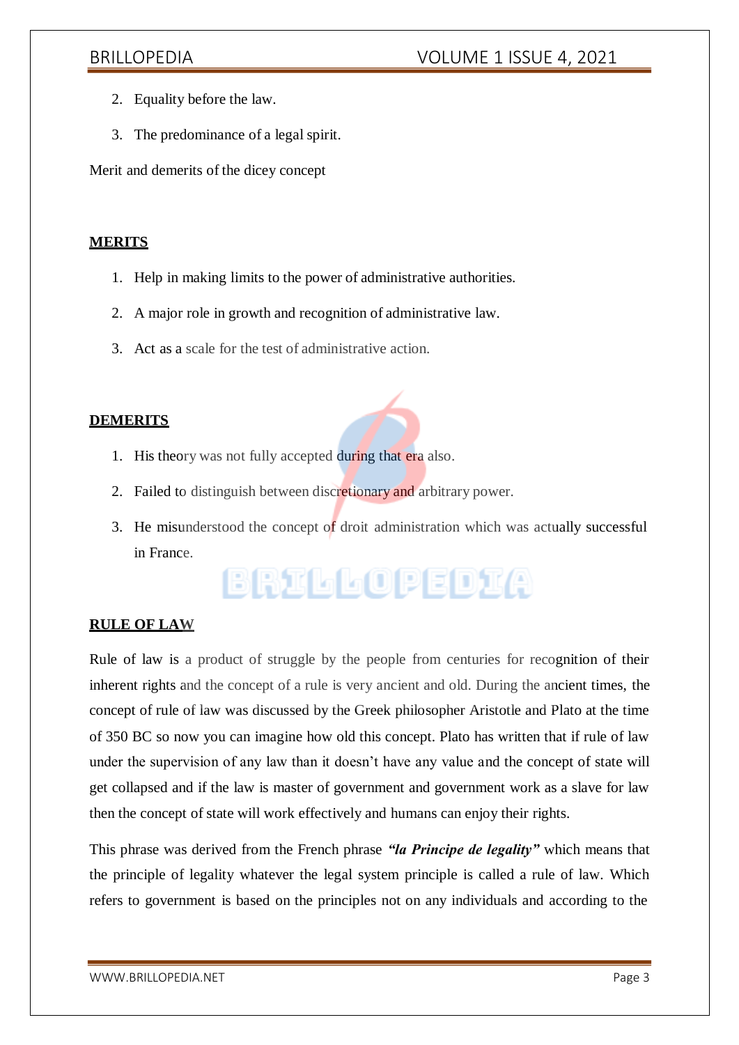2. Equality before the law.
3. The predominance of a legal spirit.

Merit and demerits of the dicey concept

## MERITS

1. Help in making limits to the power of administrative authorities.
2. A major role in growth and recognition of administrative law.
3. Act as a scale for the test of administrative action.

## DEMERITS

1. His theory was not fully accepted during that era also.
2. Failed to distinguish between discretionary and arbitrary power.
3. He misunderstood the concept of droit administration which was actually successful in France.

## RULE OF LAW

Rule of law is a product of struggle by the people from centuries for recognition of their inherent rights and the concept of a rule is very ancient and old. During the ancient times, the concept of rule of law was discussed by the Greek philosopher Aristotle and Plato at the time of 350 BC so now you can imagine how old this concept. Plato has written that if rule of law under the supervision of any law than it doesn't have any value and the concept of state will get collapsed and if the law is master of government and government work as a slave for law then the concept of state will work effectively and humans can enjoy their rights.

This phrase was derived from the French phrase ***"la Principe de legality"*** which means that the principle of legality whatever the legal system principle is called a rule of law. Which refers to government is based on the principles not on any individuals and according to the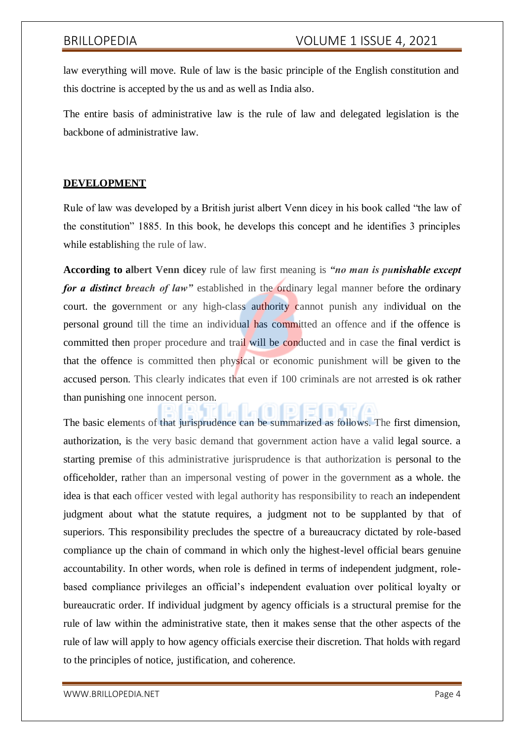law everything will move. Rule of law is the basic principle of the English constitution and this doctrine is accepted by the us and as well as India also.

The entire basis of administrative law is the rule of law and delegated legislation is the backbone of administrative law.

## DEVELOPMENT

Rule of law was developed by a British jurist albert Venn dicey in his book called "the law of the constitution" 1885. In this book, he develops this concept and he identifies 3 principles while establishing the rule of law.

**According to albert Venn dicey** rule of law first meaning is ***"no man is punishable except for a distinct breach of law"*** established in the ordinary legal manner before the ordinary court. the government or any high-class authority cannot punish any individual on the personal ground till the time an individual has committed an offence and if the offence is committed then proper procedure and trail will be conducted and in case the final verdict is that the offence is committed then physical or economic punishment will be given to the accused person. This clearly indicates that even if 100 criminals are not arrested is ok rather than punishing one innocent person.

The basic elements of that jurisprudence can be summarized as follows. The first dimension, authorization, is the very basic demand that government action have a valid legal source. a starting premise of this administrative jurisprudence is that authorization is personal to the officeholder, rather than an impersonal vesting of power in the government as a whole. the idea is that each officer vested with legal authority has responsibility to reach an independent judgment about what the statute requires, a judgment not to be supplanted by that of superiors. This responsibility precludes the spectre of a bureaucracy dictated by role-based compliance up the chain of command in which only the highest-level official bears genuine accountability. In other words, when role is defined in terms of independent judgment, role-based compliance privileges an official's independent evaluation over political loyalty or bureaucratic order. If individual judgment by agency officials is a structural premise for the rule of law within the administrative state, then it makes sense that the other aspects of the rule of law will apply to how agency officials exercise their discretion. That holds with regard to the principles of notice, justification, and coherence.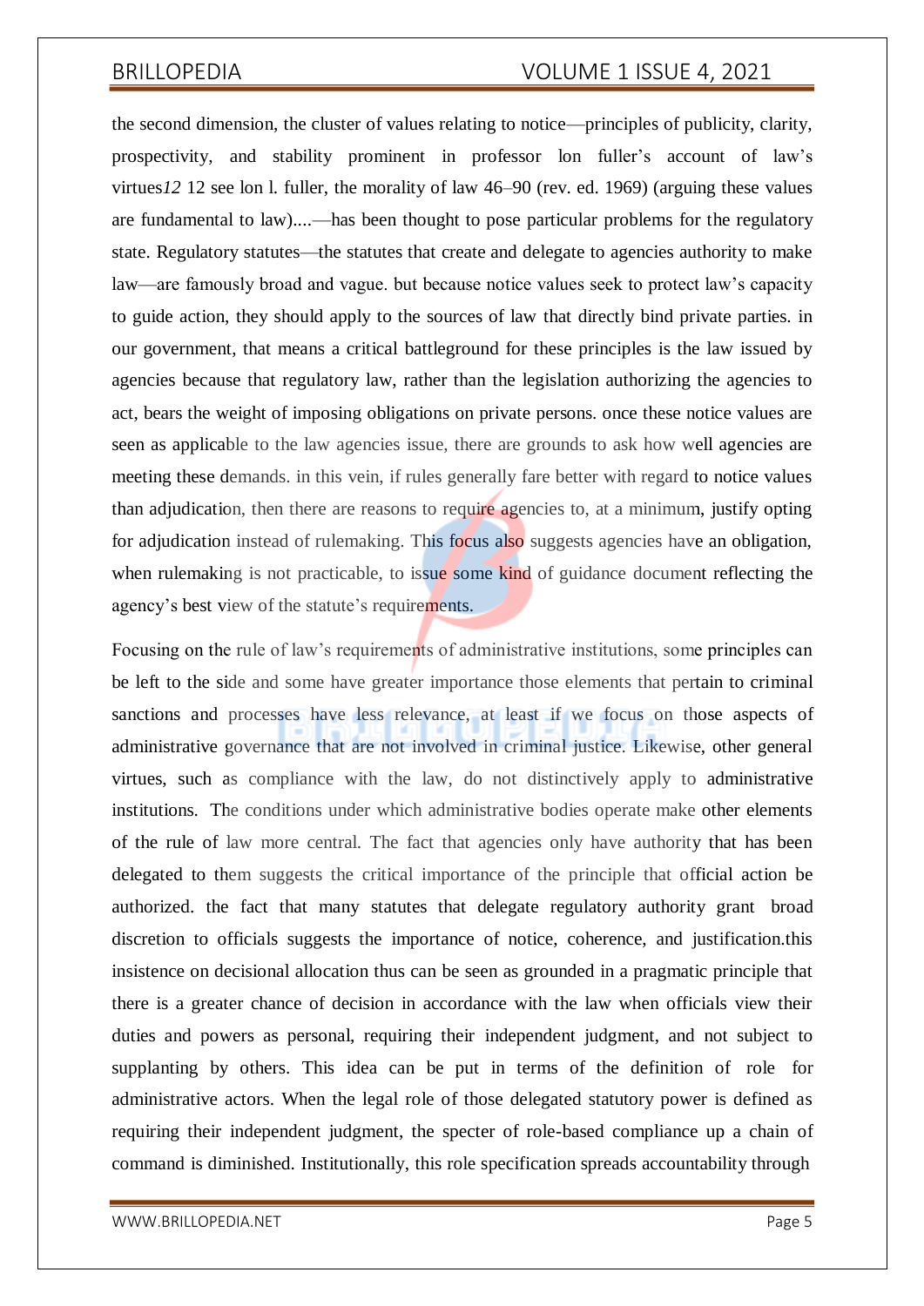the second dimension, the cluster of values relating to notice—principles of publicity, clarity, prospectivity, and stability prominent in professor lon fuller's account of law's virtues*12* 12 see lon l. fuller, the morality of law 46–90 (rev. ed. 1969) (arguing these values are fundamental to law)....—has been thought to pose particular problems for the regulatory state. Regulatory statutes—the statutes that create and delegate to agencies authority to make law—are famously broad and vague. but because notice values seek to protect law's capacity to guide action, they should apply to the sources of law that directly bind private parties. in our government, that means a critical battleground for these principles is the law issued by agencies because that regulatory law, rather than the legislation authorizing the agencies to act, bears the weight of imposing obligations on private persons. once these notice values are seen as applicable to the law agencies issue, there are grounds to ask how well agencies are meeting these demands. in this vein, if rules generally fare better with regard to notice values than adjudication, then there are reasons to require agencies to, at a minimum, justify opting for adjudication instead of rulemaking. This focus also suggests agencies have an obligation, when rulemaking is not practicable, to issue some kind of guidance document reflecting the agency's best view of the statute's requirements.

Focusing on the rule of law's requirements of administrative institutions, some principles can be left to the side and some have greater importance those elements that pertain to criminal sanctions and processes have less relevance, at least if we focus on those aspects of administrative governance that are not involved in criminal justice. Likewise, other general virtues, such as compliance with the law, do not distinctively apply to administrative institutions. The conditions under which administrative bodies operate make other elements of the rule of law more central. The fact that agencies only have authority that has been delegated to them suggests the critical importance of the principle that official action be authorized. the fact that many statutes that delegate regulatory authority grant broad discretion to officials suggests the importance of notice, coherence, and justification.this insistence on decisional allocation thus can be seen as grounded in a pragmatic principle that there is a greater chance of decision in accordance with the law when officials view their duties and powers as personal, requiring their independent judgment, and not subject to supplanting by others. This idea can be put in terms of the definition of role for administrative actors. When the legal role of those delegated statutory power is defined as requiring their independent judgment, the specter of role-based compliance up a chain of command is diminished. Institutionally, this role specification spreads accountability through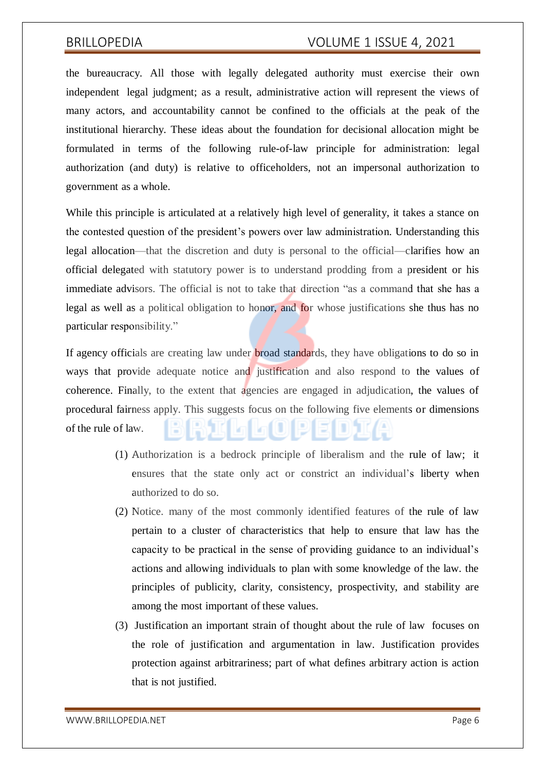the bureaucracy. All those with legally delegated authority must exercise their own independent legal judgment; as a result, administrative action will represent the views of many actors, and accountability cannot be confined to the officials at the peak of the institutional hierarchy. These ideas about the foundation for decisional allocation might be formulated in terms of the following rule-of-law principle for administration: legal authorization (and duty) is relative to officeholders, not an impersonal authorization to government as a whole.

While this principle is articulated at a relatively high level of generality, it takes a stance on the contested question of the president's powers over law administration. Understanding this legal allocation—that the discretion and duty is personal to the official—clarifies how an official delegated with statutory power is to understand prodding from a president or his immediate advisors. The official is not to take that direction "as a command that she has a legal as well as a political obligation to honor, and for whose justifications she thus has no particular responsibility."

If agency officials are creating law under broad standards, they have obligations to do so in ways that provide adequate notice and justification and also respond to the values of coherence. Finally, to the extent that agencies are engaged in adjudication, the values of procedural fairness apply. This suggests focus on the following five elements or dimensions of the rule of law.

(1) Authorization is a bedrock principle of liberalism and the rule of law; it ensures that the state only act or constrict an individual's liberty when authorized to do so.

(2) Notice. many of the most commonly identified features of the rule of law pertain to a cluster of characteristics that help to ensure that law has the capacity to be practical in the sense of providing guidance to an individual's actions and allowing individuals to plan with some knowledge of the law. the principles of publicity, clarity, consistency, prospectivity, and stability are among the most important of these values.

(3) Justification an important strain of thought about the rule of law focuses on the role of justification and argumentation in law. Justification provides protection against arbitrariness; part of what defines arbitrary action is action that is not justified.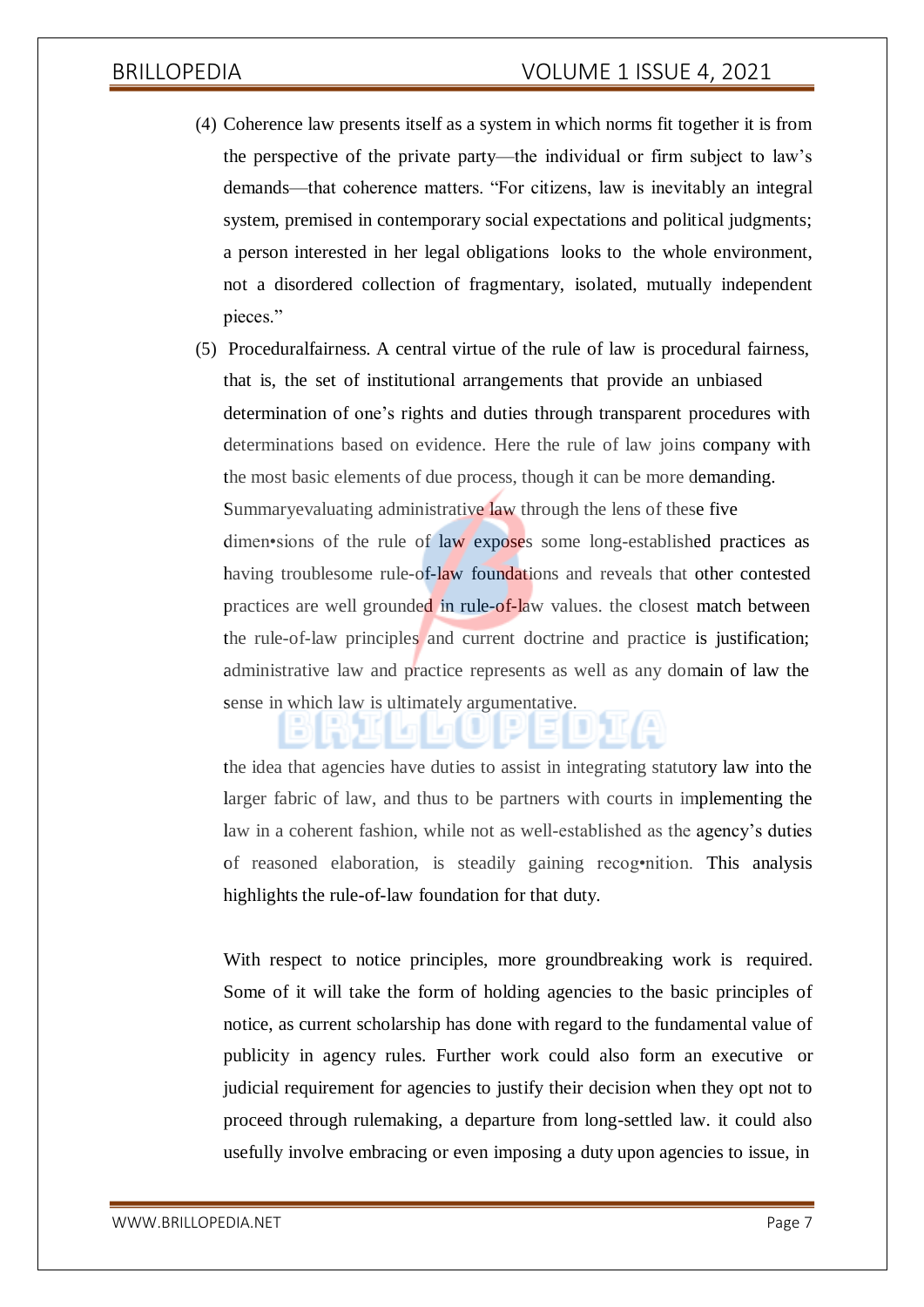(4) Coherence law presents itself as a system in which norms fit together it is from the perspective of the private party—the individual or firm subject to law's demands—that coherence matters. "For citizens, law is inevitably an integral system, premised in contemporary social expectations and political judgments; a person interested in her legal obligations looks to the whole environment, not a disordered collection of fragmentary, isolated, mutually independent pieces."

(5) Proceduralfairness. A central virtue of the rule of law is procedural fairness, that is, the set of institutional arrangements that provide an unbiased determination of one's rights and duties through transparent procedures with determinations based on evidence. Here the rule of law joins company with the most basic elements of due process, though it can be more demanding. Summaryevaluating administrative law through the lens of these five dimen•sions of the rule of law exposes some long-established practices as having troublesome rule-of-law foundations and reveals that other contested practices are well grounded in rule-of-law values. the closest match between the rule-of-law principles and current doctrine and practice is justification; administrative law and practice represents as well as any domain of law the sense in which law is ultimately argumentative.

the idea that agencies have duties to assist in integrating statutory law into the larger fabric of law, and thus to be partners with courts in implementing the law in a coherent fashion, while not as well-established as the agency's duties of reasoned elaboration, is steadily gaining recog•nition. This analysis highlights the rule-of-law foundation for that duty.

With respect to notice principles, more groundbreaking work is required. Some of it will take the form of holding agencies to the basic principles of notice, as current scholarship has done with regard to the fundamental value of publicity in agency rules. Further work could also form an executive or judicial requirement for agencies to justify their decision when they opt not to proceed through rulemaking, a departure from long-settled law. it could also usefully involve embracing or even imposing a duty upon agencies to issue, in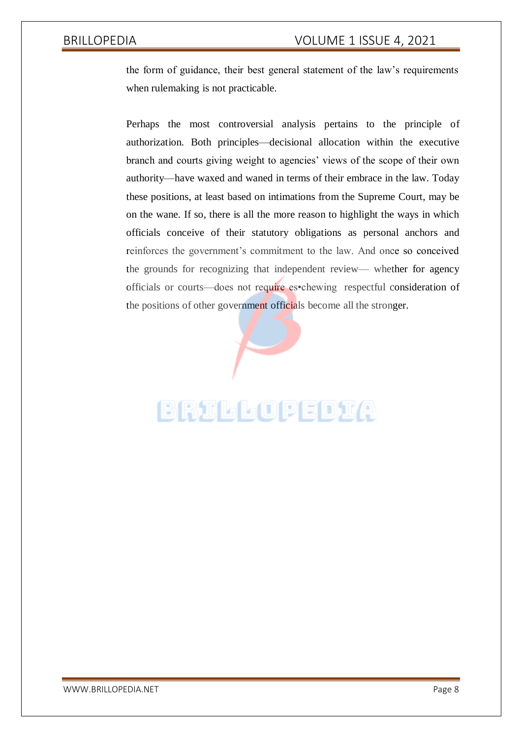the form of guidance, their best general statement of the law's requirements when rulemaking is not practicable.

Perhaps the most controversial analysis pertains to the principle of authorization. Both principles—decisional allocation within the executive branch and courts giving weight to agencies' views of the scope of their own authority—have waxed and waned in terms of their embrace in the law. Today these positions, at least based on intimations from the Supreme Court, may be on the wane. If so, there is all the more reason to highlight the ways in which officials conceive of their statutory obligations as personal anchors and reinforces the government's commitment to the law. And once so conceived the grounds for recognizing that independent review— whether for agency officials or courts—does not require es•chewing respectful consideration of the positions of other government officials become all the stronger.